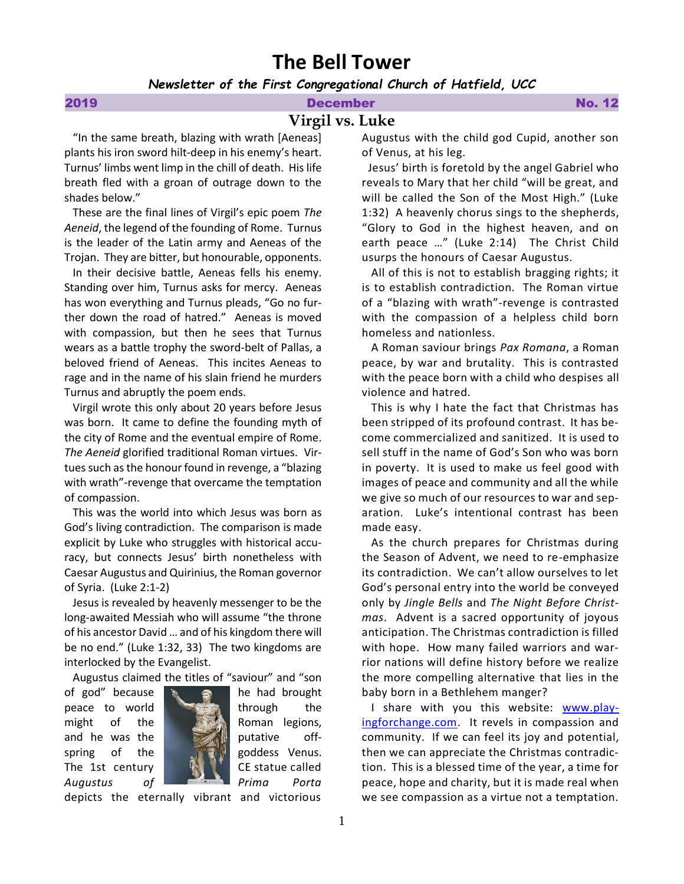# The Bell Tower

***Newsletter of the First Congregational Church of Hatfield, UCC***

**2019** **December** **No. 12**

## Virgil vs. Luke

"In the same breath, blazing with wrath [Aeneas] plants his iron sword hilt-deep in his enemy's heart. Turnus' limbs went limp in the chill of death. His life breath fled with a groan of outrage down to the shades below."

These are the final lines of Virgil's epic poem *The Aeneid*, the legend of the founding of Rome. Turnus is the leader of the Latin army and Aeneas of the Trojan. They are bitter, but honourable, opponents.

In their decisive battle, Aeneas fells his enemy. Standing over him, Turnus asks for mercy. Aeneas has won everything and Turnus pleads, "Go no further down the road of hatred." Aeneas is moved with compassion, but then he sees that Turnus wears as a battle trophy the sword-belt of Pallas, a beloved friend of Aeneas. This incites Aeneas to rage and in the name of his slain friend he murders Turnus and abruptly the poem ends.

Virgil wrote this only about 20 years before Jesus was born. It came to define the founding myth of the city of Rome and the eventual empire of Rome. *The Aeneid* glorified traditional Roman virtues. Virtues such as the honour found in revenge, a "blazing with wrath"-revenge that overcame the temptation of compassion.

This was the world into which Jesus was born as God's living contradiction. The comparison is made explicit by Luke who struggles with historical accuracy, but connects Jesus' birth nonetheless with Caesar Augustus and Quirinius, the Roman governor of Syria. (Luke 2:1-2)

Jesus is revealed by heavenly messenger to be the long-awaited Messiah who will assume "the throne of his ancestor David … and of his kingdom there will be no end." (Luke 1:32, 33) The two kingdoms are interlocked by the Evangelist.

Augustus claimed the titles of "saviour" and "son of god" because he had brought peace to world through the might of the Roman legions, and he was the putative offspring of the goddess Venus. The 1st century CE statue called *Augustus of Prima Porta* depicts the eternally vibrant and victorious Augustus with the child god Cupid, another son of Venus, at his leg.

Jesus' birth is foretold by the angel Gabriel who reveals to Mary that her child "will be great, and will be called the Son of the Most High." (Luke 1:32) A heavenly chorus sings to the shepherds, "Glory to God in the highest heaven, and on earth peace …" (Luke 2:14) The Christ Child usurps the honours of Caesar Augustus.

All of this is not to establish bragging rights; it is to establish contradiction. The Roman virtue of a "blazing with wrath"-revenge is contrasted with the compassion of a helpless child born homeless and nationless.

A Roman saviour brings *Pax Romana*, a Roman peace, by war and brutality. This is contrasted with the peace born with a child who despises all violence and hatred.

This is why I hate the fact that Christmas has been stripped of its profound contrast. It has become commercialized and sanitized. It is used to sell stuff in the name of God's Son who was born in poverty. It is used to make us feel good with images of peace and community and all the while we give so much of our resources to war and separation. Luke's intentional contrast has been made easy.

As the church prepares for Christmas during the Season of Advent, we need to re-emphasize its contradiction. We can't allow ourselves to let God's personal entry into the world be conveyed only by *Jingle Bells* and *The Night Before Christmas*. Advent is a sacred opportunity of joyous anticipation. The Christmas contradiction is filled with hope. How many failed warriors and warrior nations will define history before we realize the more compelling alternative that lies in the baby born in a Bethlehem manger?

I share with you this website: www.playingforchange.com. It revels in compassion and community. If we can feel its joy and potential, then we can appreciate the Christmas contradiction. This is a blessed time of the year, a time for peace, hope and charity, but it is made real when we see compassion as a virtue not a temptation.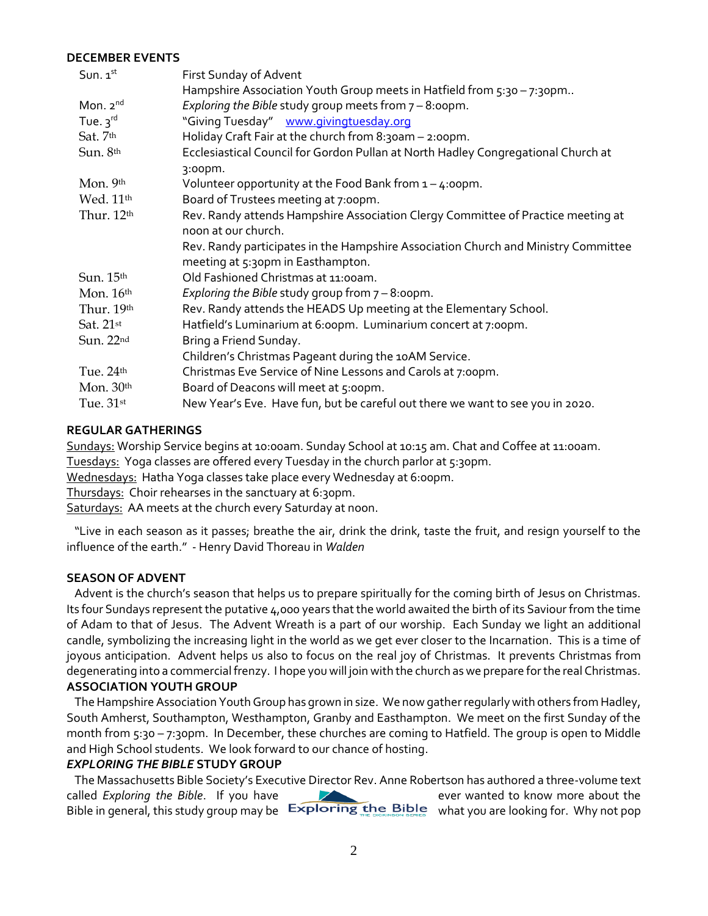**DECEMBER EVENTS**

| | |
|---|---|
| Sun. 1st | First Sunday of Advent |
| | Hampshire Association Youth Group meets in Hatfield from 5:30 – 7:30pm.. |
| Mon. 2nd | *Exploring the Bible* study group meets from 7 – 8:00pm. |
| Tue. 3rd | "Giving Tuesday" www.givingtuesday.org |
| Sat. 7th | Holiday Craft Fair at the church from 8:30am – 2:00pm. |
| Sun. 8th | Ecclesiastical Council for Gordon Pullan at North Hadley Congregational Church at 3:00pm. |
| Mon. 9th | Volunteer opportunity at the Food Bank from 1 – 4:00pm. |
| Wed. 11th | Board of Trustees meeting at 7:00pm. |
| Thur. 12th | Rev. Randy attends Hampshire Association Clergy Committee of Practice meeting at noon at our church. |
| | Rev. Randy participates in the Hampshire Association Church and Ministry Committee meeting at 5:30pm in Easthampton. |
| Sun. 15th | Old Fashioned Christmas at 11:00am. |
| Mon. 16th | *Exploring the Bible* study group from 7 – 8:00pm. |
| Thur. 19th | Rev. Randy attends the HEADS Up meeting at the Elementary School. |
| Sat. 21st | Hatfield's Luminarium at 6:00pm. Luminarium concert at 7:00pm. |
| Sun. 22nd | Bring a Friend Sunday. |
| | Children's Christmas Pageant during the 10AM Service. |
| Tue. 24th | Christmas Eve Service of Nine Lessons and Carols at 7:00pm. |
| Mon. 30th | Board of Deacons will meet at 5:00pm. |
| Tue. 31st | New Year's Eve. Have fun, but be careful out there we want to see you in 2020. |

**REGULAR GATHERINGS**

Sundays: Worship Service begins at 10:00am. Sunday School at 10:15 am. Chat and Coffee at 11:00am.
Tuesdays: Yoga classes are offered every Tuesday in the church parlor at 5:30pm.
Wednesdays: Hatha Yoga classes take place every Wednesday at 6:00pm.
Thursdays: Choir rehearses in the sanctuary at 6:30pm.
Saturdays: AA meets at the church every Saturday at noon.

"Live in each season as it passes; breathe the air, drink the drink, taste the fruit, and resign yourself to the influence of the earth." - Henry David Thoreau in *Walden*

**SEASON OF ADVENT**

Advent is the church's season that helps us to prepare spiritually for the coming birth of Jesus on Christmas. Its four Sundays represent the putative 4,000 years that the world awaited the birth of its Saviour from the time of Adam to that of Jesus. The Advent Wreath is a part of our worship. Each Sunday we light an additional candle, symbolizing the increasing light in the world as we get ever closer to the Incarnation. This is a time of joyous anticipation. Advent helps us also to focus on the real joy of Christmas. It prevents Christmas from degenerating into a commercial frenzy. I hope you will join with the church as we prepare for the real Christmas.

**ASSOCIATION YOUTH GROUP**

The Hampshire Association Youth Group has grown in size. We now gather regularly with others from Hadley, South Amherst, Southampton, Westhampton, Granby and Easthampton. We meet on the first Sunday of the month from 5:30 – 7:30pm. In December, these churches are coming to Hatfield. The group is open to Middle and High School students. We look forward to our chance of hosting.

***EXPLORING THE BIBLE* STUDY GROUP**

The Massachusetts Bible Society's Executive Director Rev. Anne Robertson has authored a three-volume text called *Exploring the Bible*. If you have ever wanted to know more about the Bible in general, this study group may be what you are looking for. Why not pop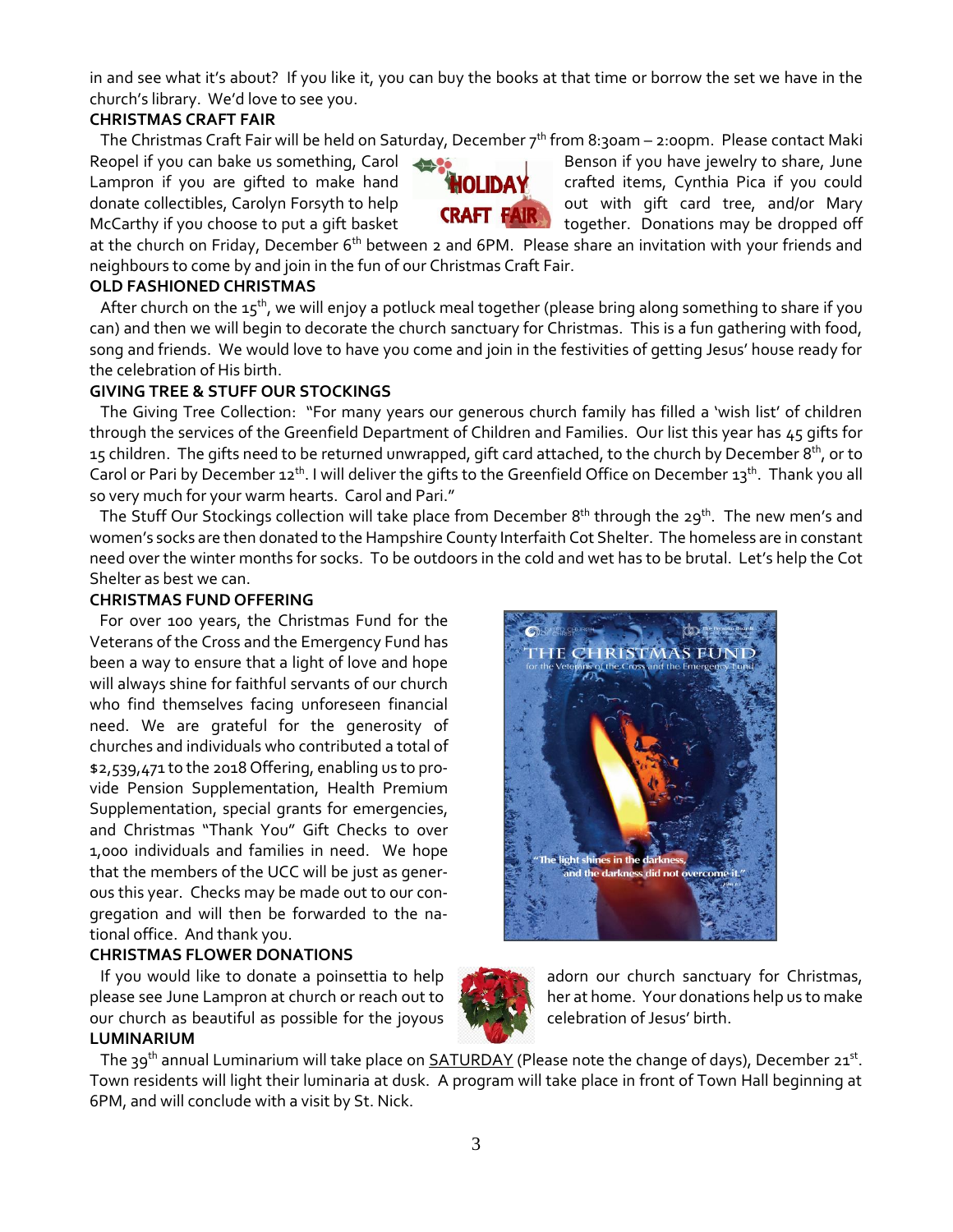in and see what it's about? If you like it, you can buy the books at that time or borrow the set we have in the church's library. We'd love to see you.

**CHRISTMAS CRAFT FAIR**

The Christmas Craft Fair will be held on Saturday, December 7th from 8:30am – 2:00pm. Please contact Maki Reopel if you can bake us something, Carol Benson if you have jewelry to share, June Lampron if you are gifted to make hand crafted items, Cynthia Pica if you could donate collectibles, Carolyn Forsyth to help out with gift card tree, and/or Mary McCarthy if you choose to put a gift basket together. Donations may be dropped off at the church on Friday, December 6th between 2 and 6PM. Please share an invitation with your friends and neighbours to come by and join in the fun of our Christmas Craft Fair.

**OLD FASHIONED CHRISTMAS**

After church on the 15th, we will enjoy a potluck meal together (please bring along something to share if you can) and then we will begin to decorate the church sanctuary for Christmas. This is a fun gathering with food, song and friends. We would love to have you come and join in the festivities of getting Jesus' house ready for the celebration of His birth.

**GIVING TREE & STUFF OUR STOCKINGS**

The Giving Tree Collection: "For many years our generous church family has filled a 'wish list' of children through the services of the Greenfield Department of Children and Families. Our list this year has 45 gifts for 15 children. The gifts need to be returned unwrapped, gift card attached, to the church by December 8th, or to Carol or Pari by December 12th. I will deliver the gifts to the Greenfield Office on December 13th. Thank you all so very much for your warm hearts. Carol and Pari."

The Stuff Our Stockings collection will take place from December 8th through the 29th. The new men's and women's socks are then donated to the Hampshire County Interfaith Cot Shelter. The homeless are in constant need over the winter months for socks. To be outdoors in the cold and wet has to be brutal. Let's help the Cot Shelter as best we can.

**CHRISTMAS FUND OFFERING**

For over 100 years, the Christmas Fund for the Veterans of the Cross and the Emergency Fund has been a way to ensure that a light of love and hope will always shine for faithful servants of our church who find themselves facing unforeseen financial need. We are grateful for the generosity of churches and individuals who contributed a total of $2,539,471 to the 2018 Offering, enabling us to provide Pension Supplementation, Health Premium Supplementation, special grants for emergencies, and Christmas "Thank You" Gift Checks to over 1,000 individuals and families in need. We hope that the members of the UCC will be just as generous this year. Checks may be made out to our congregation and will then be forwarded to the national office. And thank you.

**CHRISTMAS FLOWER DONATIONS**

If you would like to donate a poinsettia to help adorn our church sanctuary for Christmas, please see June Lampron at church or reach out to her at home. Your donations help us to make our church as beautiful as possible for the joyous celebration of Jesus' birth.

**LUMINARIUM**

The 39th annual Luminarium will take place on SATURDAY (Please note the change of days), December 21st. Town residents will light their luminaria at dusk. A program will take place in front of Town Hall beginning at 6PM, and will conclude with a visit by St. Nick.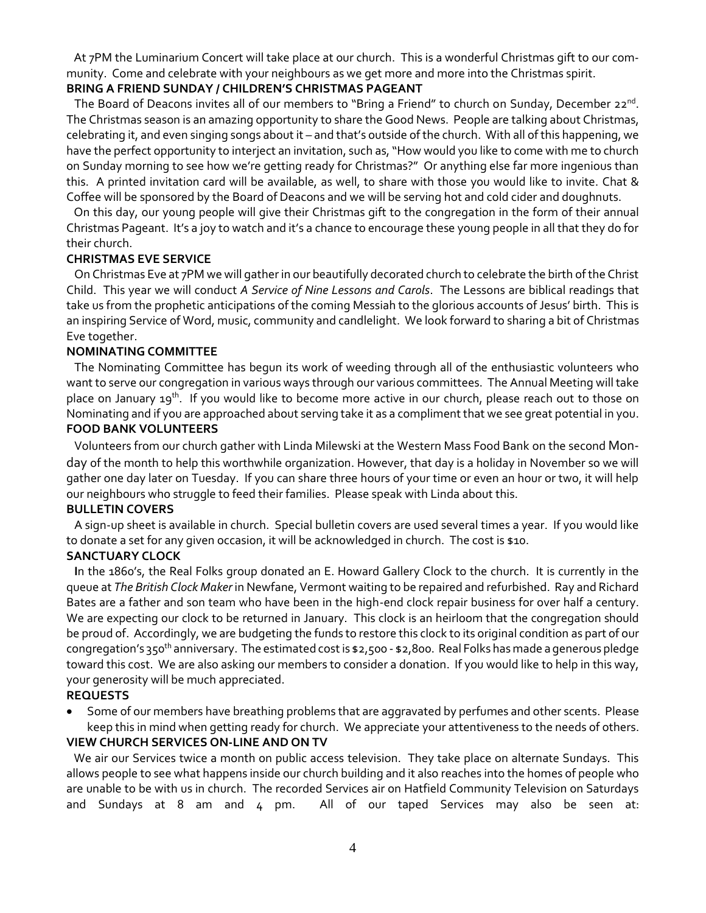At 7PM the Luminarium Concert will take place at our church. This is a wonderful Christmas gift to our community. Come and celebrate with your neighbours as we get more and more into the Christmas spirit.

**BRING A FRIEND SUNDAY / CHILDREN'S CHRISTMAS PAGEANT**

The Board of Deacons invites all of our members to "Bring a Friend" to church on Sunday, December 22nd. The Christmas season is an amazing opportunity to share the Good News. People are talking about Christmas, celebrating it, and even singing songs about it – and that's outside of the church. With all of this happening, we have the perfect opportunity to interject an invitation, such as, "How would you like to come with me to church on Sunday morning to see how we're getting ready for Christmas?" Or anything else far more ingenious than this. A printed invitation card will be available, as well, to share with those you would like to invite. Chat & Coffee will be sponsored by the Board of Deacons and we will be serving hot and cold cider and doughnuts.

On this day, our young people will give their Christmas gift to the congregation in the form of their annual Christmas Pageant. It's a joy to watch and it's a chance to encourage these young people in all that they do for their church.

**CHRISTMAS EVE SERVICE**

On Christmas Eve at 7PM we will gather in our beautifully decorated church to celebrate the birth of the Christ Child. This year we will conduct *A Service of Nine Lessons and Carols*. The Lessons are biblical readings that take us from the prophetic anticipations of the coming Messiah to the glorious accounts of Jesus' birth. This is an inspiring Service of Word, music, community and candlelight. We look forward to sharing a bit of Christmas Eve together.

**NOMINATING COMMITTEE**

The Nominating Committee has begun its work of weeding through all of the enthusiastic volunteers who want to serve our congregation in various ways through our various committees. The Annual Meeting will take place on January 19th. If you would like to become more active in our church, please reach out to those on Nominating and if you are approached about serving take it as a compliment that we see great potential in you.

**FOOD BANK VOLUNTEERS**

Volunteers from our church gather with Linda Milewski at the Western Mass Food Bank on the second Monday of the month to help this worthwhile organization. However, that day is a holiday in November so we will gather one day later on Tuesday. If you can share three hours of your time or even an hour or two, it will help our neighbours who struggle to feed their families. Please speak with Linda about this.

**BULLETIN COVERS**

A sign-up sheet is available in church. Special bulletin covers are used several times a year. If you would like to donate a set for any given occasion, it will be acknowledged in church. The cost is $10.

**SANCTUARY CLOCK**

**I**n the 1860's, the Real Folks group donated an E. Howard Gallery Clock to the church. It is currently in the queue at *The British Clock Maker* in Newfane, Vermont waiting to be repaired and refurbished. Ray and Richard Bates are a father and son team who have been in the high-end clock repair business for over half a century. We are expecting our clock to be returned in January. This clock is an heirloom that the congregation should be proud of. Accordingly, we are budgeting the funds to restore this clock to its original condition as part of our congregation's 350th anniversary. The estimated cost is $2,500 - $2,800. Real Folks has made a generous pledge toward this cost. We are also asking our members to consider a donation. If you would like to help in this way, your generosity will be much appreciated.

**REQUESTS**

- Some of our members have breathing problems that are aggravated by perfumes and other scents. Please keep this in mind when getting ready for church. We appreciate your attentiveness to the needs of others.

**VIEW CHURCH SERVICES ON-LINE AND ON TV**

We air our Services twice a month on public access television. They take place on alternate Sundays. This allows people to see what happens inside our church building and it also reaches into the homes of people who are unable to be with us in church. The recorded Services air on Hatfield Community Television on Saturdays and Sundays at 8 am and 4 pm. All of our taped Services may also be seen at: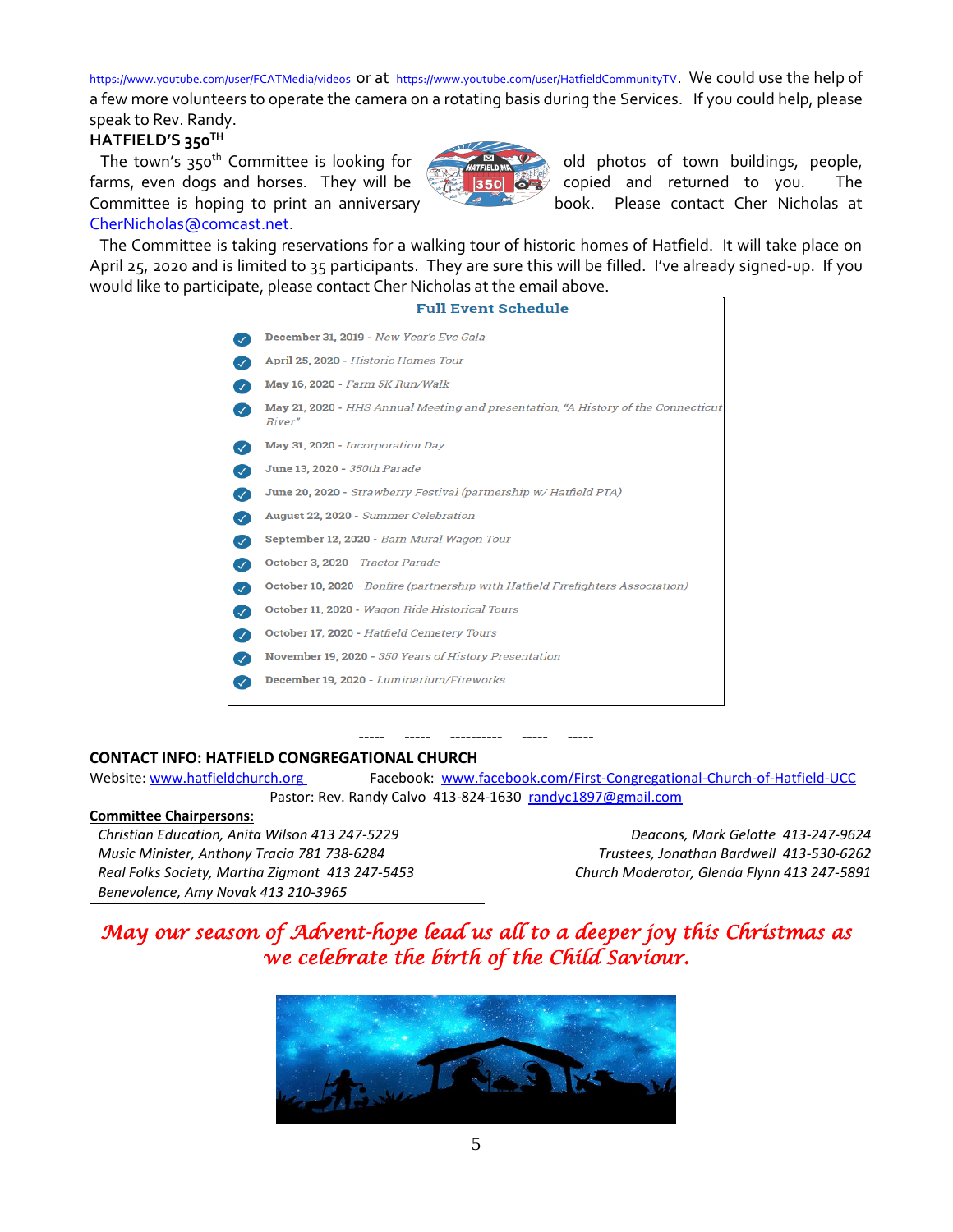https://www.youtube.com/user/FCATMedia/videos or at https://www.youtube.com/user/HatfieldCommunityTV. We could use the help of a few more volunteers to operate the camera on a rotating basis during the Services. If you could help, please speak to Rev. Randy.

**HATFIELD'S 350TH**

The town's 350th Committee is looking for old photos of town buildings, people, farms, even dogs and horses. They will be copied and returned to you. The Committee is hoping to print an anniversary book. Please contact Cher Nicholas at CherNicholas@comcast.net.

The Committee is taking reservations for a walking tour of historic homes of Hatfield. It will take place on April 25, 2020 and is limited to 35 participants. They are sure this will be filled. I've already signed-up. If you would like to participate, please contact Cher Nicholas at the email above.

**Full Event Schedule**

- **December 31, 2019** - *New Year's Eve Gala*
- **April 25, 2020** - *Historic Homes Tour*
- **May 16, 2020** - *Farm 5K Run/Walk*
- **May 21, 2020** - *HHS Annual Meeting and presentation, "A History of the Connecticut River"*
- **May 31, 2020** - *Incorporation Day*
- **June 13, 2020** - *350th Parade*
- **June 20, 2020** - *Strawberry Festival (partnership w/ Hatfield PTA)*
- **August 22, 2020** - *Summer Celebration*
- **September 12, 2020** - *Barn Mural Wagon Tour*
- **October 3, 2020** - *Tractor Parade*
- **October 10, 2020** - *Bonfire (partnership with Hatfield Firefighters Association)*
- **October 11, 2020** - *Wagon Ride Historical Tours*
- **October 17, 2020** - *Hatfield Cemetery Tours*
- **November 19, 2020** - *350 Years of History Presentation*
- **December 19, 2020** - *Luminarium/Fireworks*

----- ----- ---------- ----- -----

**CONTACT INFO: HATFIELD CONGREGATIONAL CHURCH**

Website: www.hatfieldchurch.org Facebook: www.facebook.com/First-Congregational-Church-of-Hatfield-UCC

Pastor: Rev. Randy Calvo 413-824-1630 randyc1897@gmail.com

**Committee Chairpersons**:

*Christian Education, Anita Wilson 413 247-5229*
*Music Minister, Anthony Tracia 781 738-6284*
*Real Folks Society, Martha Zigmont 413 247-5453*
*Benevolence, Amy Novak 413 210-3965*

*Deacons, Mark Gelotte 413-247-9624*
*Trustees, Jonathan Bardwell 413-530-6262*
*Church Moderator, Glenda Flynn 413 247-5891*

*May our season of Advent-hope lead us all to a deeper joy this Christmas as we celebrate the birth of the Child Saviour.*